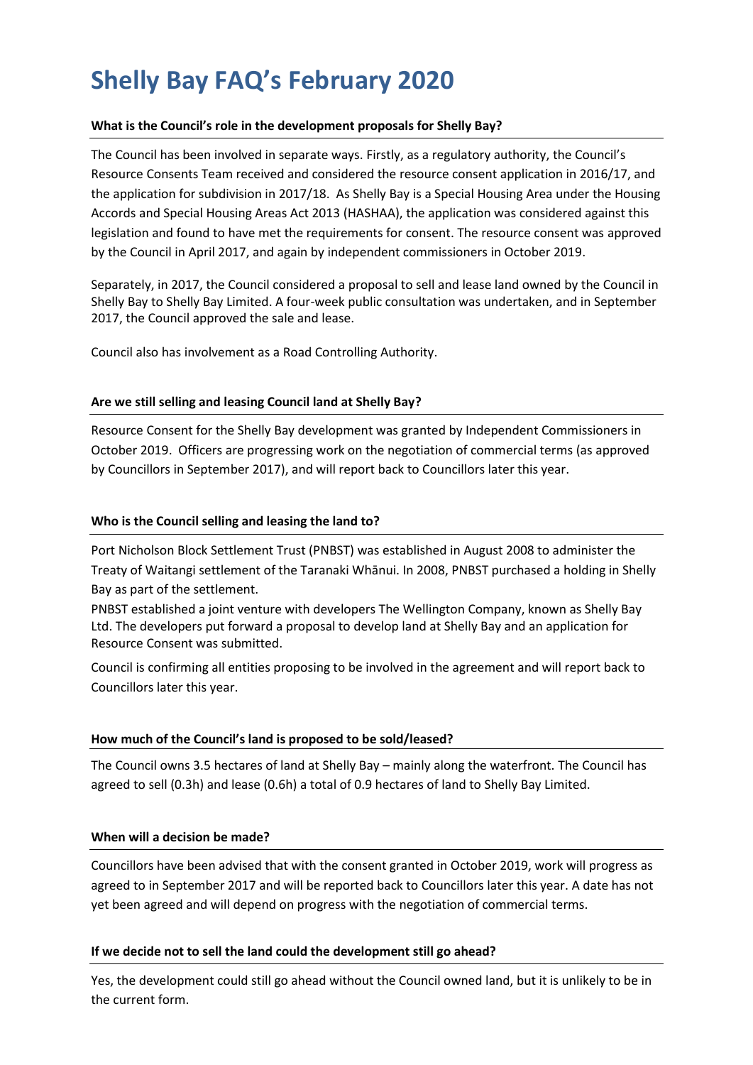# Shelly Bay FAQ's February 2020

**What is the Council's role in the development proposals for Shelly Bay?**

The Council has been involved in separate ways. Firstly, as a regulatory authority, the Council's Resource Consents Team received and considered the resource consent application in 2016/17, and the application for subdivision in 2017/18. As Shelly Bay is a Special Housing Area under the Housing Accords and Special Housing Areas Act 2013 (HASHAA), the application was considered against this legislation and found to have met the requirements for consent. The resource consent was approved by the Council in April 2017, and again by independent commissioners in October 2019.

Separately, in 2017, the Council considered a proposal to sell and lease land owned by the Council in Shelly Bay to Shelly Bay Limited. A four-week public consultation was undertaken, and in September 2017, the Council approved the sale and lease.

Council also has involvement as a Road Controlling Authority.

**Are we still selling and leasing Council land at Shelly Bay?**

Resource Consent for the Shelly Bay development was granted by Independent Commissioners in October 2019. Officers are progressing work on the negotiation of commercial terms (as approved by Councillors in September 2017), and will report back to Councillors later this year.

**Who is the Council selling and leasing the land to?**

Port Nicholson Block Settlement Trust (PNBST) was established in August 2008 to administer the Treaty of Waitangi settlement of the Taranaki Whānui. In 2008, PNBST purchased a holding in Shelly Bay as part of the settlement.

PNBST established a joint venture with developers The Wellington Company, known as Shelly Bay Ltd. The developers put forward a proposal to develop land at Shelly Bay and an application for Resource Consent was submitted.

Council is confirming all entities proposing to be involved in the agreement and will report back to Councillors later this year.

**How much of the Council's land is proposed to be sold/leased?**

The Council owns 3.5 hectares of land at Shelly Bay – mainly along the waterfront. The Council has agreed to sell (0.3h) and lease (0.6h) a total of 0.9 hectares of land to Shelly Bay Limited.

**When will a decision be made?**

Councillors have been advised that with the consent granted in October 2019, work will progress as agreed to in September 2017 and will be reported back to Councillors later this year. A date has not yet been agreed and will depend on progress with the negotiation of commercial terms.

**If we decide not to sell the land could the development still go ahead?**

Yes, the development could still go ahead without the Council owned land, but it is unlikely to be in the current form.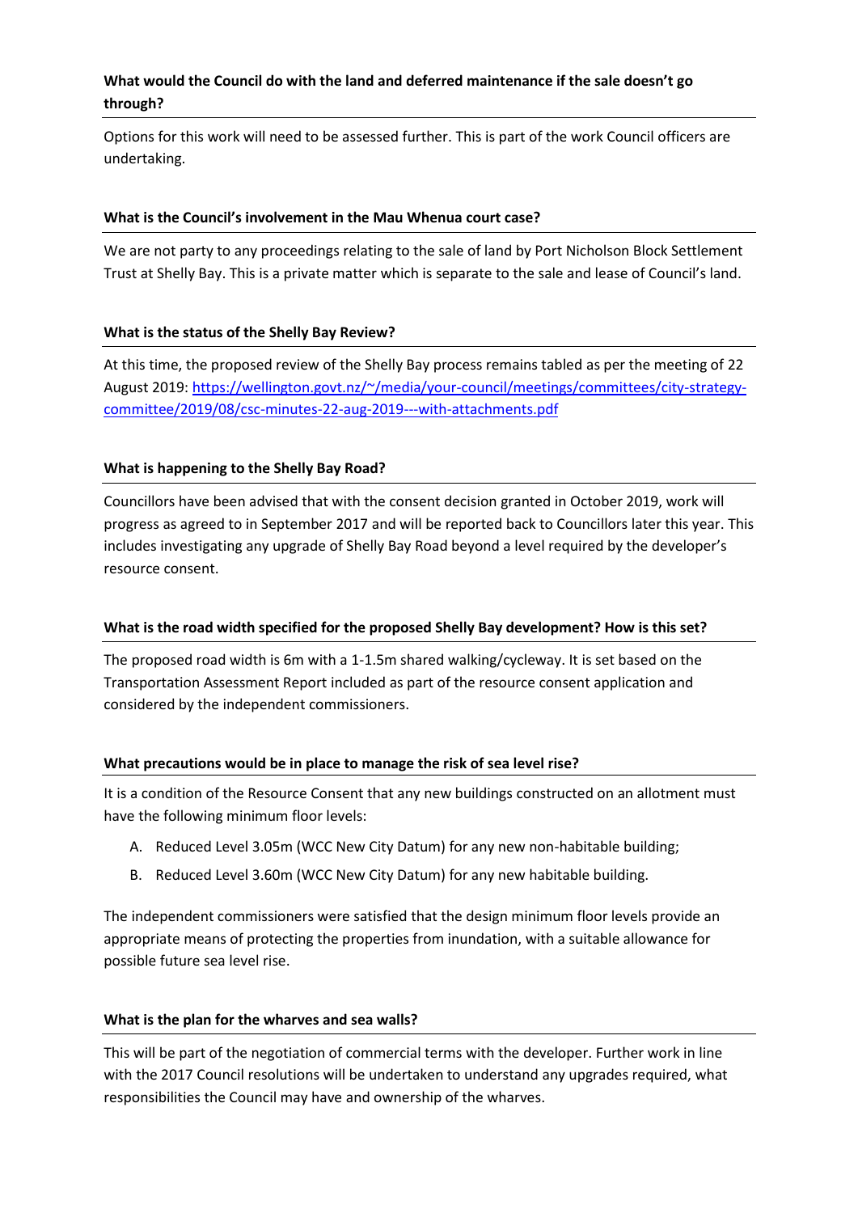**What would the Council do with the land and deferred maintenance if the sale doesn't go through?**

Options for this work will need to be assessed further. This is part of the work Council officers are undertaking.

**What is the Council's involvement in the Mau Whenua court case?**

We are not party to any proceedings relating to the sale of land by Port Nicholson Block Settlement Trust at Shelly Bay. This is a private matter which is separate to the sale and lease of Council's land.

**What is the status of the Shelly Bay Review?**

At this time, the proposed review of the Shelly Bay process remains tabled as per the meeting of 22 August 2019: https://wellington.govt.nz/~/media/your-council/meetings/committees/city-strategy-committee/2019/08/csc-minutes-22-aug-2019---with-attachments.pdf

**What is happening to the Shelly Bay Road?**

Councillors have been advised that with the consent decision granted in October 2019, work will progress as agreed to in September 2017 and will be reported back to Councillors later this year. This includes investigating any upgrade of Shelly Bay Road beyond a level required by the developer's resource consent.

**What is the road width specified for the proposed Shelly Bay development? How is this set?**

The proposed road width is 6m with a 1-1.5m shared walking/cycleway. It is set based on the Transportation Assessment Report included as part of the resource consent application and considered by the independent commissioners.

**What precautions would be in place to manage the risk of sea level rise?**

It is a condition of the Resource Consent that any new buildings constructed on an allotment must have the following minimum floor levels:

A. Reduced Level 3.05m (WCC New City Datum) for any new non-habitable building;

B. Reduced Level 3.60m (WCC New City Datum) for any new habitable building.

The independent commissioners were satisfied that the design minimum floor levels provide an appropriate means of protecting the properties from inundation, with a suitable allowance for possible future sea level rise.

**What is the plan for the wharves and sea walls?**

This will be part of the negotiation of commercial terms with the developer. Further work in line with the 2017 Council resolutions will be undertaken to understand any upgrades required, what responsibilities the Council may have and ownership of the wharves.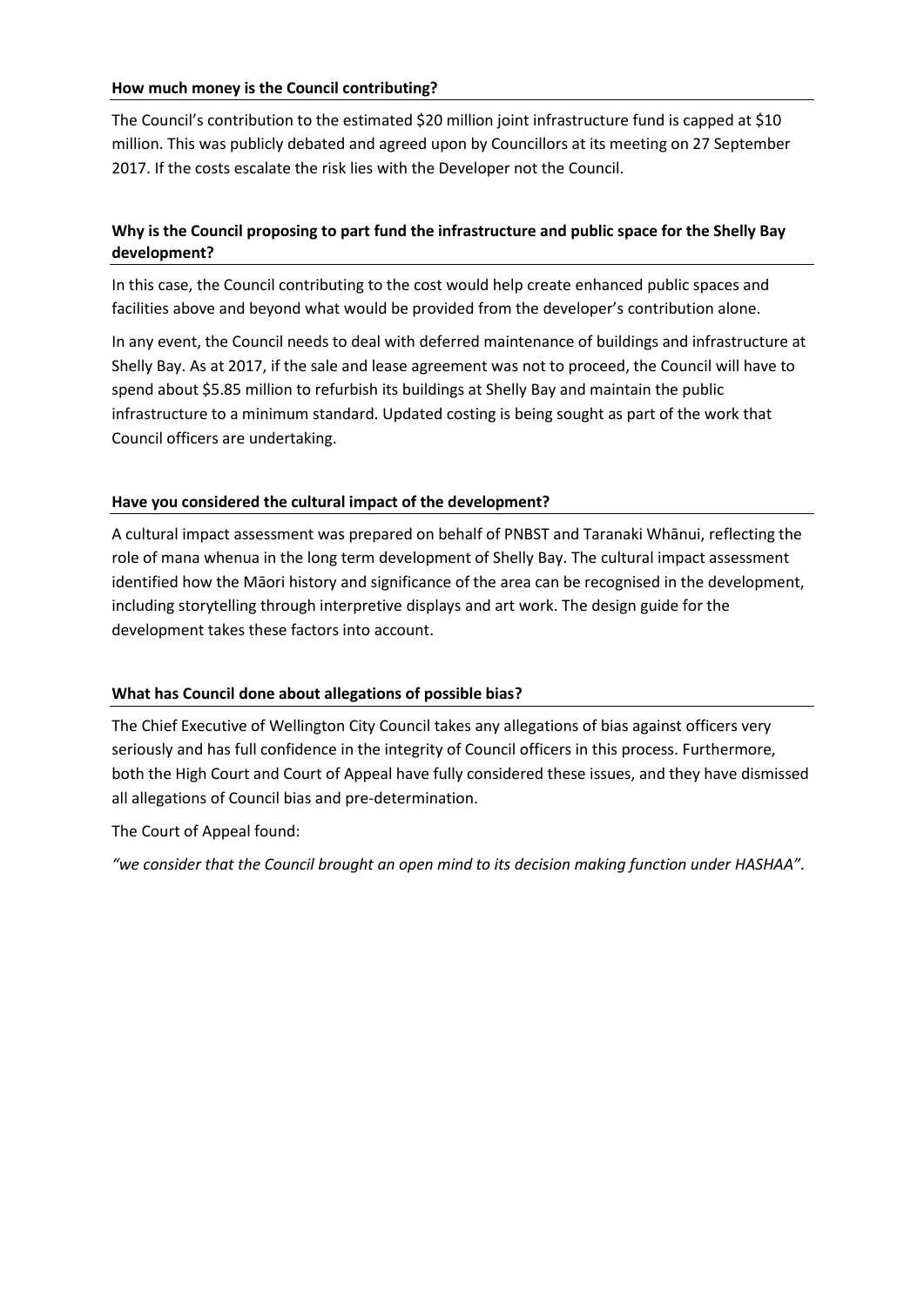**How much money is the Council contributing?**

The Council's contribution to the estimated $20 million joint infrastructure fund is capped at $10 million. This was publicly debated and agreed upon by Councillors at its meeting on 27 September 2017. If the costs escalate the risk lies with the Developer not the Council.

**Why is the Council proposing to part fund the infrastructure and public space for the Shelly Bay development?**

In this case, the Council contributing to the cost would help create enhanced public spaces and facilities above and beyond what would be provided from the developer's contribution alone.

In any event, the Council needs to deal with deferred maintenance of buildings and infrastructure at Shelly Bay. As at 2017, if the sale and lease agreement was not to proceed, the Council will have to spend about $5.85 million to refurbish its buildings at Shelly Bay and maintain the public infrastructure to a minimum standard. Updated costing is being sought as part of the work that Council officers are undertaking.

**Have you considered the cultural impact of the development?**

A cultural impact assessment was prepared on behalf of PNBST and Taranaki Whānui, reflecting the role of mana whenua in the long term development of Shelly Bay. The cultural impact assessment identified how the Māori history and significance of the area can be recognised in the development, including storytelling through interpretive displays and art work. The design guide for the development takes these factors into account.

**What has Council done about allegations of possible bias?**

The Chief Executive of Wellington City Council takes any allegations of bias against officers very seriously and has full confidence in the integrity of Council officers in this process. Furthermore, both the High Court and Court of Appeal have fully considered these issues, and they have dismissed all allegations of Council bias and pre-determination.

The Court of Appeal found:

*"we consider that the Council brought an open mind to its decision making function under HASHAA".*